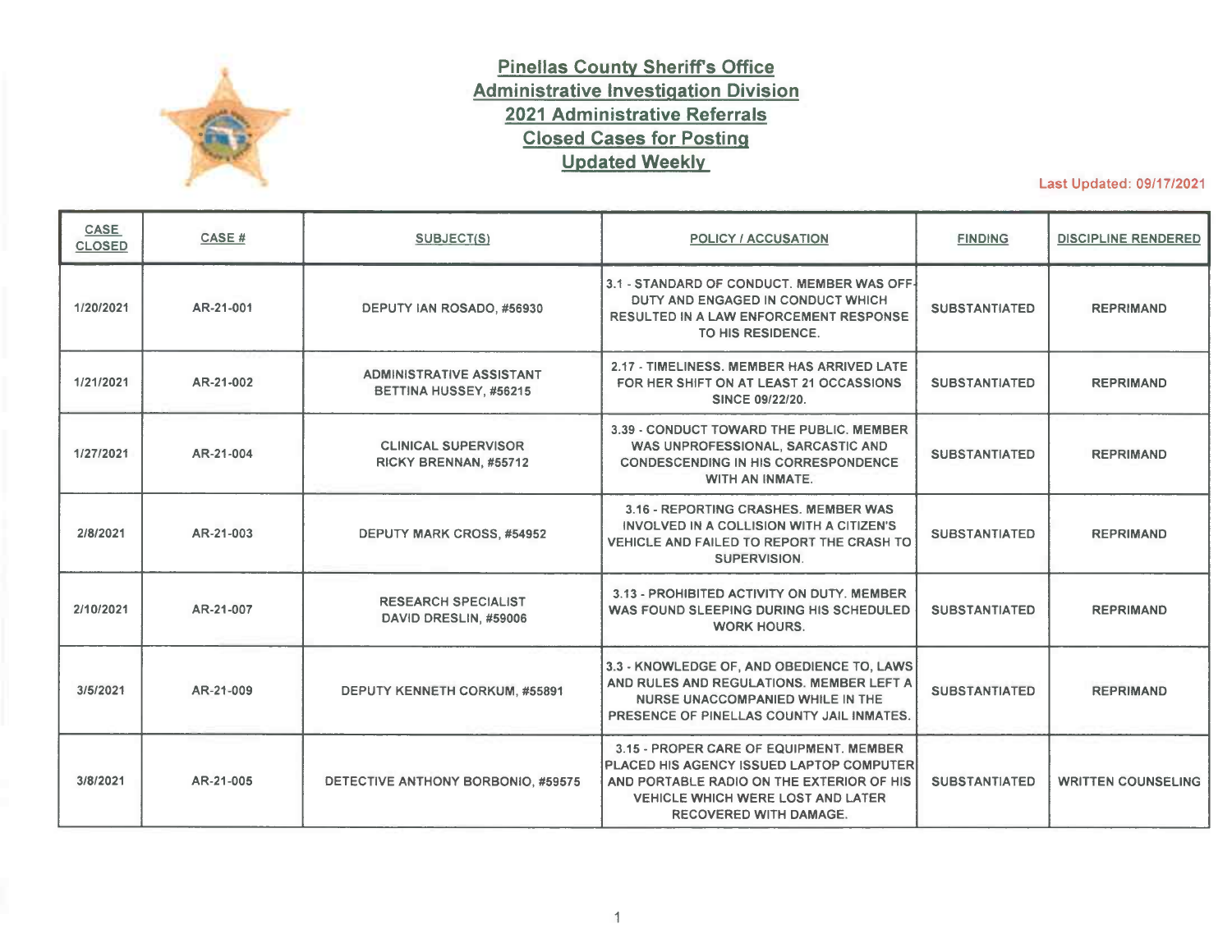# Pinellas County Sheriff's Office
## Administrative Investigation Division
## 2021 Administrative Referrals
## Closed Cases for Posting
## Updated Weekly

**Last Updated: 09/17/2021**

| CASE CLOSED | CASE # | SUBJECT(S) | POLICY / ACCUSATION | FINDING | DISCIPLINE RENDERED |
|---|---|---|---|---|---|
| 1/20/2021 | AR-21-001 | DEPUTY IAN ROSADO, #56930 | 3.1 - STANDARD OF CONDUCT. MEMBER WAS OFF-DUTY AND ENGAGED IN CONDUCT WHICH RESULTED IN A LAW ENFORCEMENT RESPONSE TO HIS RESIDENCE. | SUBSTANTIATED | REPRIMAND |
| 1/21/2021 | AR-21-002 | ADMINISTRATIVE ASSISTANT BETTINA HUSSEY, #56215 | 2.17 - TIMELINESS. MEMBER HAS ARRIVED LATE FOR HER SHIFT ON AT LEAST 21 OCCASSIONS SINCE 09/22/20. | SUBSTANTIATED | REPRIMAND |
| 1/27/2021 | AR-21-004 | CLINICAL SUPERVISOR RICKY BRENNAN, #55712 | 3.39 - CONDUCT TOWARD THE PUBLIC. MEMBER WAS UNPROFESSIONAL, SARCASTIC AND CONDESCENDING IN HIS CORRESPONDENCE WITH AN INMATE. | SUBSTANTIATED | REPRIMAND |
| 2/8/2021 | AR-21-003 | DEPUTY MARK CROSS, #54952 | 3.16 - REPORTING CRASHES. MEMBER WAS INVOLVED IN A COLLISION WITH A CITIZEN'S VEHICLE AND FAILED TO REPORT THE CRASH TO SUPERVISION. | SUBSTANTIATED | REPRIMAND |
| 2/10/2021 | AR-21-007 | RESEARCH SPECIALIST DAVID DRESLIN, #59006 | 3.13 - PROHIBITED ACTIVITY ON DUTY. MEMBER WAS FOUND SLEEPING DURING HIS SCHEDULED WORK HOURS. | SUBSTANTIATED | REPRIMAND |
| 3/5/2021 | AR-21-009 | DEPUTY KENNETH CORKUM, #55891 | 3.3 - KNOWLEDGE OF, AND OBEDIENCE TO, LAWS AND RULES AND REGULATIONS. MEMBER LEFT A NURSE UNACCOMPANIED WHILE IN THE PRESENCE OF PINELLAS COUNTY JAIL INMATES. | SUBSTANTIATED | REPRIMAND |
| 3/8/2021 | AR-21-005 | DETECTIVE ANTHONY BORBONIO, #59575 | 3.15 - PROPER CARE OF EQUIPMENT. MEMBER PLACED HIS AGENCY ISSUED LAPTOP COMPUTER AND PORTABLE RADIO ON THE EXTERIOR OF HIS VEHICLE WHICH WERE LOST AND LATER RECOVERED WITH DAMAGE. | SUBSTANTIATED | WRITTEN COUNSELING |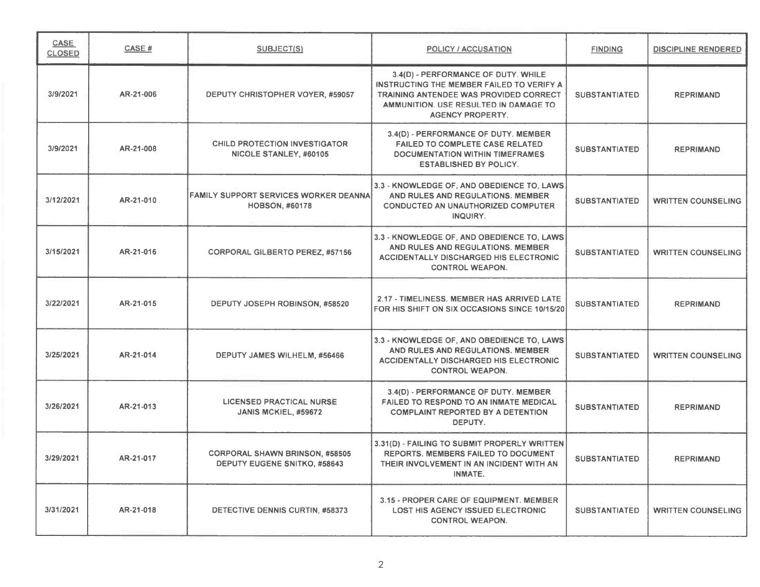| CASE CLOSED | CASE # | SUBJECT(S) | POLICY / ACCUSATION | FINDING | DISCIPLINE RENDERED |
|---|---|---|---|---|---|
| 3/9/2021 | AR-21-006 | DEPUTY CHRISTOPHER VOYER, #59057 | 3.4(D) - PERFORMANCE OF DUTY. WHILE INSTRUCTING THE MEMBER FAILED TO VERIFY A TRAINING ANTENDEE WAS PROVIDED CORRECT AMMUNITION. USE RESULTED IN DAMAGE TO AGENCY PROPERTY. | SUBSTANTIATED | REPRIMAND |
| 3/9/2021 | AR-21-008 | CHILD PROTECTION INVESTIGATOR NICOLE STANLEY, #60105 | 3.4(D) - PERFORMANCE OF DUTY. MEMBER FAILED TO COMPLETE CASE RELATED DOCUMENTATION WITHIN TIMEFRAMES ESTABLISHED BY POLICY. | SUBSTANTIATED | REPRIMAND |
| 3/12/2021 | AR-21-010 | FAMILY SUPPORT SERVICES WORKER DEANNA HOBSON, #60178 | 3.3 - KNOWLEDGE OF, AND OBEDIENCE TO, LAWS AND RULES AND REGULATIONS. MEMBER CONDUCTED AN UNAUTHORIZED COMPUTER INQUIRY. | SUBSTANTIATED | WRITTEN COUNSELING |
| 3/15/2021 | AR-21-016 | CORPORAL GILBERTO PEREZ, #57156 | 3.3 - KNOWLEDGE OF, AND OBEDIENCE TO, LAWS AND RULES AND REGULATIONS. MEMBER ACCIDENTALLY DISCHARGED HIS ELECTRONIC CONTROL WEAPON. | SUBSTANTIATED | WRITTEN COUNSELING |
| 3/22/2021 | AR-21-015 | DEPUTY JOSEPH ROBINSON, #58520 | 2.17 - TIMELINESS. MEMBER HAS ARRIVED LATE FOR HIS SHIFT ON SIX OCCASIONS SINCE 10/15/20 | SUBSTANTIATED | REPRIMAND |
| 3/25/2021 | AR-21-014 | DEPUTY JAMES WILHELM, #56466 | 3.3 - KNOWLEDGE OF, AND OBEDIENCE TO, LAWS AND RULES AND REGULATIONS. MEMBER ACCIDENTALLY DISCHARGED HIS ELECTRONIC CONTROL WEAPON. | SUBSTANTIATED | WRITTEN COUNSELING |
| 3/26/2021 | AR-21-013 | LICENSED PRACTICAL NURSE JANIS MCKIEL, #59672 | 3.4(D) - PERFORMANCE OF DUTY. MEMBER FAILED TO RESPOND TO AN INMATE MEDICAL COMPLAINT REPORTED BY A DETENTION DEPUTY. | SUBSTANTIATED | REPRIMAND |
| 3/29/2021 | AR-21-017 | CORPORAL SHAWN BRINSON, #58505<br>DEPUTY EUGENE SNITKO, #58643 | 3.31(D) - FAILING TO SUBMIT PROPERLY WRITTEN REPORTS. MEMBERS FAILED TO DOCUMENT THEIR INVOLVEMENT IN AN INCIDENT WITH AN INMATE. | SUBSTANTIATED | REPRIMAND |
| 3/31/2021 | AR-21-018 | DETECTIVE DENNIS CURTIN, #58373 | 3.15 - PROPER CARE OF EQUIPMENT. MEMBER LOST HIS AGENCY ISSUED ELECTRONIC CONTROL WEAPON. | SUBSTANTIATED | WRITTEN COUNSELING |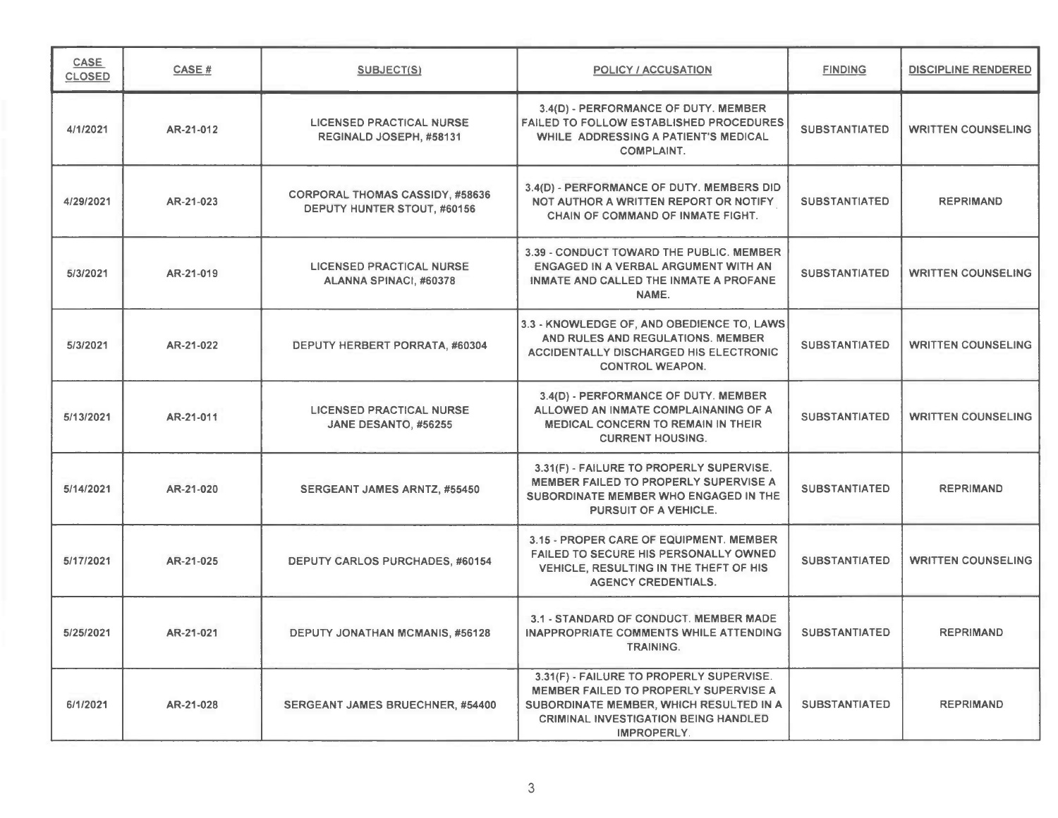| CASE CLOSED | CASE # | SUBJECT(S) | POLICY / ACCUSATION | FINDING | DISCIPLINE RENDERED |
|---|---|---|---|---|---|
| 4/1/2021 | AR-21-012 | LICENSED PRACTICAL NURSE REGINALD JOSEPH, #58131 | 3.4(D) - PERFORMANCE OF DUTY. MEMBER FAILED TO FOLLOW ESTABLISHED PROCEDURES WHILE ADDRESSING A PATIENT'S MEDICAL COMPLAINT. | SUBSTANTIATED | WRITTEN COUNSELING |
| 4/29/2021 | AR-21-023 | CORPORAL THOMAS CASSIDY, #58636<br>DEPUTY HUNTER STOUT, #60156 | 3.4(D) - PERFORMANCE OF DUTY. MEMBERS DID NOT AUTHOR A WRITTEN REPORT OR NOTIFY CHAIN OF COMMAND OF INMATE FIGHT. | SUBSTANTIATED | REPRIMAND |
| 5/3/2021 | AR-21-019 | LICENSED PRACTICAL NURSE ALANNA SPINACI, #60378 | 3.39 - CONDUCT TOWARD THE PUBLIC. MEMBER ENGAGED IN A VERBAL ARGUMENT WITH AN INMATE AND CALLED THE INMATE A PROFANE NAME. | SUBSTANTIATED | WRITTEN COUNSELING |
| 5/3/2021 | AR-21-022 | DEPUTY HERBERT PORRATA, #60304 | 3.3 - KNOWLEDGE OF, AND OBEDIENCE TO, LAWS AND RULES AND REGULATIONS. MEMBER ACCIDENTALLY DISCHARGED HIS ELECTRONIC CONTROL WEAPON. | SUBSTANTIATED | WRITTEN COUNSELING |
| 5/13/2021 | AR-21-011 | LICENSED PRACTICAL NURSE JANE DESANTO, #56255 | 3.4(D) - PERFORMANCE OF DUTY. MEMBER ALLOWED AN INMATE COMPLAINANING OF A MEDICAL CONCERN TO REMAIN IN THEIR CURRENT HOUSING. | SUBSTANTIATED | WRITTEN COUNSELING |
| 5/14/2021 | AR-21-020 | SERGEANT JAMES ARNTZ, #55450 | 3.31(F) - FAILURE TO PROPERLY SUPERVISE. MEMBER FAILED TO PROPERLY SUPERVISE A SUBORDINATE MEMBER WHO ENGAGED IN THE PURSUIT OF A VEHICLE. | SUBSTANTIATED | REPRIMAND |
| 5/17/2021 | AR-21-025 | DEPUTY CARLOS PURCHADES, #60154 | 3.15 - PROPER CARE OF EQUIPMENT. MEMBER FAILED TO SECURE HIS PERSONALLY OWNED VEHICLE, RESULTING IN THE THEFT OF HIS AGENCY CREDENTIALS. | SUBSTANTIATED | WRITTEN COUNSELING |
| 5/25/2021 | AR-21-021 | DEPUTY JONATHAN MCMANIS, #56128 | 3.1 - STANDARD OF CONDUCT. MEMBER MADE INAPPROPRIATE COMMENTS WHILE ATTENDING TRAINING. | SUBSTANTIATED | REPRIMAND |
| 6/1/2021 | AR-21-028 | SERGEANT JAMES BRUECHNER, #54400 | 3.31(F) - FAILURE TO PROPERLY SUPERVISE. MEMBER FAILED TO PROPERLY SUPERVISE A SUBORDINATE MEMBER, WHICH RESULTED IN A CRIMINAL INVESTIGATION BEING HANDLED IMPROPERLY. | SUBSTANTIATED | REPRIMAND |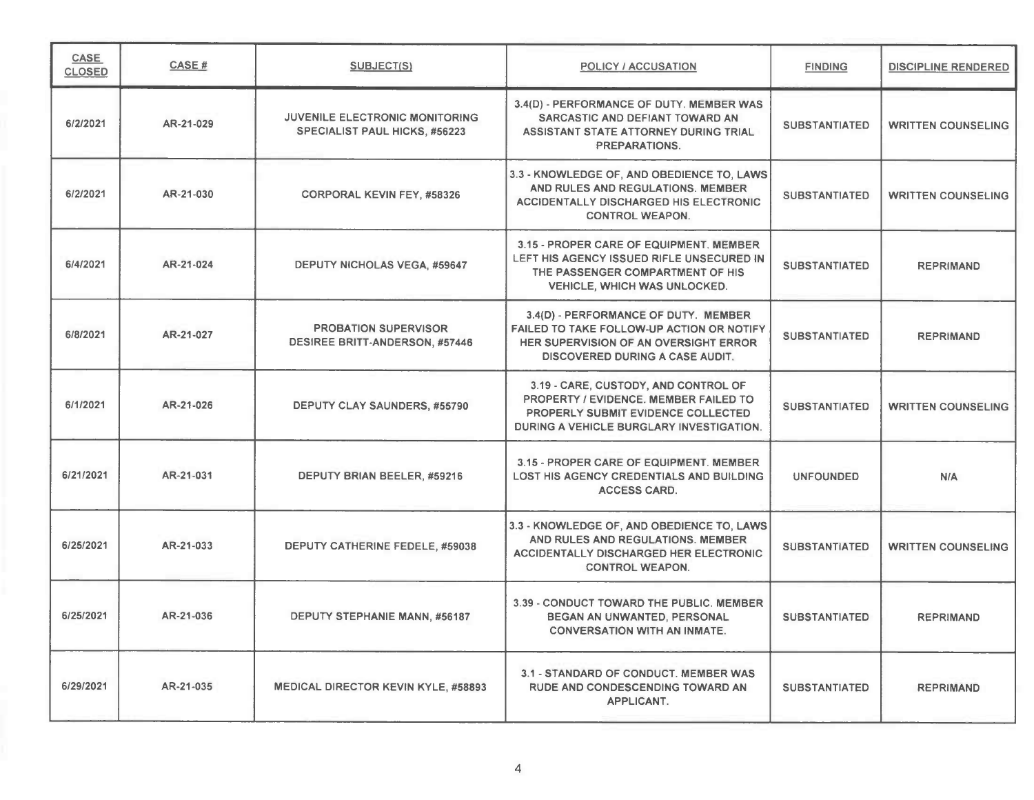| CASE CLOSED | CASE # | SUBJECT(S) | POLICY / ACCUSATION | FINDING | DISCIPLINE RENDERED |
|---|---|---|---|---|---|
| 6/2/2021 | AR-21-029 | JUVENILE ELECTRONIC MONITORING SPECIALIST PAUL HICKS, #56223 | 3.4(D) - PERFORMANCE OF DUTY. MEMBER WAS SARCASTIC AND DEFIANT TOWARD AN ASSISTANT STATE ATTORNEY DURING TRIAL PREPARATIONS. | SUBSTANTIATED | WRITTEN COUNSELING |
| 6/2/2021 | AR-21-030 | CORPORAL KEVIN FEY, #58326 | 3.3 - KNOWLEDGE OF, AND OBEDIENCE TO, LAWS AND RULES AND REGULATIONS. MEMBER ACCIDENTALLY DISCHARGED HIS ELECTRONIC CONTROL WEAPON. | SUBSTANTIATED | WRITTEN COUNSELING |
| 6/4/2021 | AR-21-024 | DEPUTY NICHOLAS VEGA, #59647 | 3.15 - PROPER CARE OF EQUIPMENT. MEMBER LEFT HIS AGENCY ISSUED RIFLE UNSECURED IN THE PASSENGER COMPARTMENT OF HIS VEHICLE, WHICH WAS UNLOCKED. | SUBSTANTIATED | REPRIMAND |
| 6/8/2021 | AR-21-027 | PROBATION SUPERVISOR DESIREE BRITT-ANDERSON, #57446 | 3.4(D) - PERFORMANCE OF DUTY. MEMBER FAILED TO TAKE FOLLOW-UP ACTION OR NOTIFY HER SUPERVISION OF AN OVERSIGHT ERROR DISCOVERED DURING A CASE AUDIT. | SUBSTANTIATED | REPRIMAND |
| 6/1/2021 | AR-21-026 | DEPUTY CLAY SAUNDERS, #55790 | 3.19 - CARE, CUSTODY, AND CONTROL OF PROPERTY / EVIDENCE. MEMBER FAILED TO PROPERLY SUBMIT EVIDENCE COLLECTED DURING A VEHICLE BURGLARY INVESTIGATION. | SUBSTANTIATED | WRITTEN COUNSELING |
| 6/21/2021 | AR-21-031 | DEPUTY BRIAN BEELER, #59216 | 3.15 - PROPER CARE OF EQUIPMENT. MEMBER LOST HIS AGENCY CREDENTIALS AND BUILDING ACCESS CARD. | UNFOUNDED | N/A |
| 6/25/2021 | AR-21-033 | DEPUTY CATHERINE FEDELE, #59038 | 3.3 - KNOWLEDGE OF, AND OBEDIENCE TO, LAWS AND RULES AND REGULATIONS. MEMBER ACCIDENTALLY DISCHARGED HER ELECTRONIC CONTROL WEAPON. | SUBSTANTIATED | WRITTEN COUNSELING |
| 6/25/2021 | AR-21-036 | DEPUTY STEPHANIE MANN, #56187 | 3.39 - CONDUCT TOWARD THE PUBLIC. MEMBER BEGAN AN UNWANTED, PERSONAL CONVERSATION WITH AN INMATE. | SUBSTANTIATED | REPRIMAND |
| 6/29/2021 | AR-21-035 | MEDICAL DIRECTOR KEVIN KYLE, #58893 | 3.1 - STANDARD OF CONDUCT. MEMBER WAS RUDE AND CONDESCENDING TOWARD AN APPLICANT. | SUBSTANTIATED | REPRIMAND |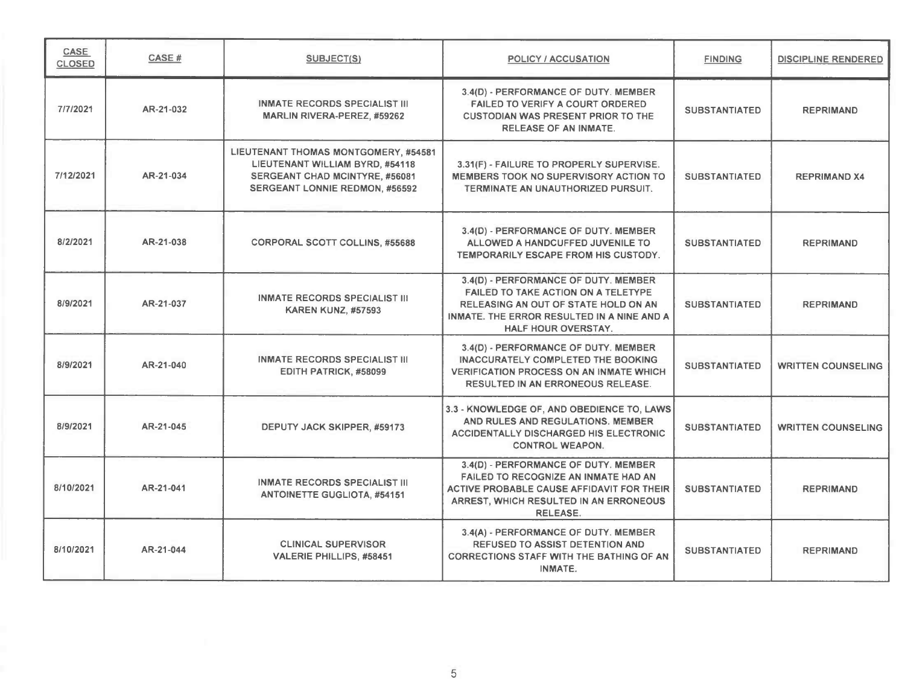| CASE CLOSED | CASE # | SUBJECT(S) | POLICY / ACCUSATION | FINDING | DISCIPLINE RENDERED |
|---|---|---|---|---|---|
| 7/7/2021 | AR-21-032 | INMATE RECORDS SPECIALIST III MARLIN RIVERA-PEREZ, #59262 | 3.4(D) - PERFORMANCE OF DUTY. MEMBER FAILED TO VERIFY A COURT ORDERED CUSTODIAN WAS PRESENT PRIOR TO THE RELEASE OF AN INMATE. | SUBSTANTIATED | REPRIMAND |
| 7/12/2021 | AR-21-034 | LIEUTENANT THOMAS MONTGOMERY, #54581<br>LIEUTENANT WILLIAM BYRD, #54118<br>SERGEANT CHAD MCINTYRE, #56081<br>SERGEANT LONNIE REDMON, #56592 | 3.31(F) - FAILURE TO PROPERLY SUPERVISE. MEMBERS TOOK NO SUPERVISORY ACTION TO TERMINATE AN UNAUTHORIZED PURSUIT. | SUBSTANTIATED | REPRIMAND X4 |
| 8/2/2021 | AR-21-038 | CORPORAL SCOTT COLLINS, #55688 | 3.4(D) - PERFORMANCE OF DUTY. MEMBER ALLOWED A HANDCUFFED JUVENILE TO TEMPORARILY ESCAPE FROM HIS CUSTODY. | SUBSTANTIATED | REPRIMAND |
| 8/9/2021 | AR-21-037 | INMATE RECORDS SPECIALIST III KAREN KUNZ, #57593 | 3.4(D) - PERFORMANCE OF DUTY. MEMBER FAILED TO TAKE ACTION ON A TELETYPE RELEASING AN OUT OF STATE HOLD ON AN INMATE. THE ERROR RESULTED IN A NINE AND A HALF HOUR OVERSTAY. | SUBSTANTIATED | REPRIMAND |
| 8/9/2021 | AR-21-040 | INMATE RECORDS SPECIALIST III EDITH PATRICK, #58099 | 3.4(D) - PERFORMANCE OF DUTY. MEMBER INACCURATELY COMPLETED THE BOOKING VERIFICATION PROCESS ON AN INMATE WHICH RESULTED IN AN ERRONEOUS RELEASE. | SUBSTANTIATED | WRITTEN COUNSELING |
| 8/9/2021 | AR-21-045 | DEPUTY JACK SKIPPER, #59173 | 3.3 - KNOWLEDGE OF, AND OBEDIENCE TO, LAWS AND RULES AND REGULATIONS. MEMBER ACCIDENTALLY DISCHARGED HIS ELECTRONIC CONTROL WEAPON. | SUBSTANTIATED | WRITTEN COUNSELING |
| 8/10/2021 | AR-21-041 | INMATE RECORDS SPECIALIST III ANTOINETTE GUGLIOTA, #54151 | 3.4(D) - PERFORMANCE OF DUTY. MEMBER FAILED TO RECOGNIZE AN INMATE HAD AN ACTIVE PROBABLE CAUSE AFFIDAVIT FOR THEIR ARREST, WHICH RESULTED IN AN ERRONEOUS RELEASE. | SUBSTANTIATED | REPRIMAND |
| 8/10/2021 | AR-21-044 | CLINICAL SUPERVISOR VALERIE PHILLIPS, #58451 | 3.4(A) - PERFORMANCE OF DUTY. MEMBER REFUSED TO ASSIST DETENTION AND CORRECTIONS STAFF WITH THE BATHING OF AN INMATE. | SUBSTANTIATED | REPRIMAND |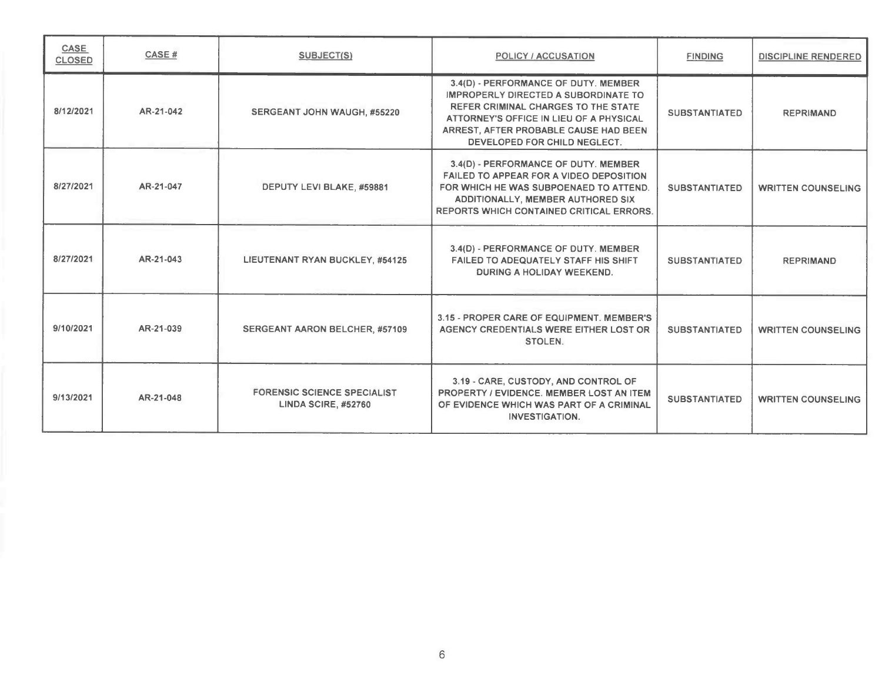| CASE CLOSED | CASE # | SUBJECT(S) | POLICY / ACCUSATION | FINDING | DISCIPLINE RENDERED |
|---|---|---|---|---|---|
| 8/12/2021 | AR-21-042 | SERGEANT JOHN WAUGH, #55220 | 3.4(D) - PERFORMANCE OF DUTY. MEMBER IMPROPERLY DIRECTED A SUBORDINATE TO REFER CRIMINAL CHARGES TO THE STATE ATTORNEY'S OFFICE IN LIEU OF A PHYSICAL ARREST, AFTER PROBABLE CAUSE HAD BEEN DEVELOPED FOR CHILD NEGLECT. | SUBSTANTIATED | REPRIMAND |
| 8/27/2021 | AR-21-047 | DEPUTY LEVI BLAKE, #59881 | 3.4(D) - PERFORMANCE OF DUTY. MEMBER FAILED TO APPEAR FOR A VIDEO DEPOSITION FOR WHICH HE WAS SUBPOENAED TO ATTEND. ADDITIONALLY, MEMBER AUTHORED SIX REPORTS WHICH CONTAINED CRITICAL ERRORS. | SUBSTANTIATED | WRITTEN COUNSELING |
| 8/27/2021 | AR-21-043 | LIEUTENANT RYAN BUCKLEY, #54125 | 3.4(D) - PERFORMANCE OF DUTY. MEMBER FAILED TO ADEQUATELY STAFF HIS SHIFT DURING A HOLIDAY WEEKEND. | SUBSTANTIATED | REPRIMAND |
| 9/10/2021 | AR-21-039 | SERGEANT AARON BELCHER, #57109 | 3.15 - PROPER CARE OF EQUIPMENT. MEMBER'S AGENCY CREDENTIALS WERE EITHER LOST OR STOLEN. | SUBSTANTIATED | WRITTEN COUNSELING |
| 9/13/2021 | AR-21-048 | FORENSIC SCIENCE SPECIALIST LINDA SCIRE, #52760 | 3.19 - CARE, CUSTODY, AND CONTROL OF PROPERTY / EVIDENCE. MEMBER LOST AN ITEM OF EVIDENCE WHICH WAS PART OF A CRIMINAL INVESTIGATION. | SUBSTANTIATED | WRITTEN COUNSELING |